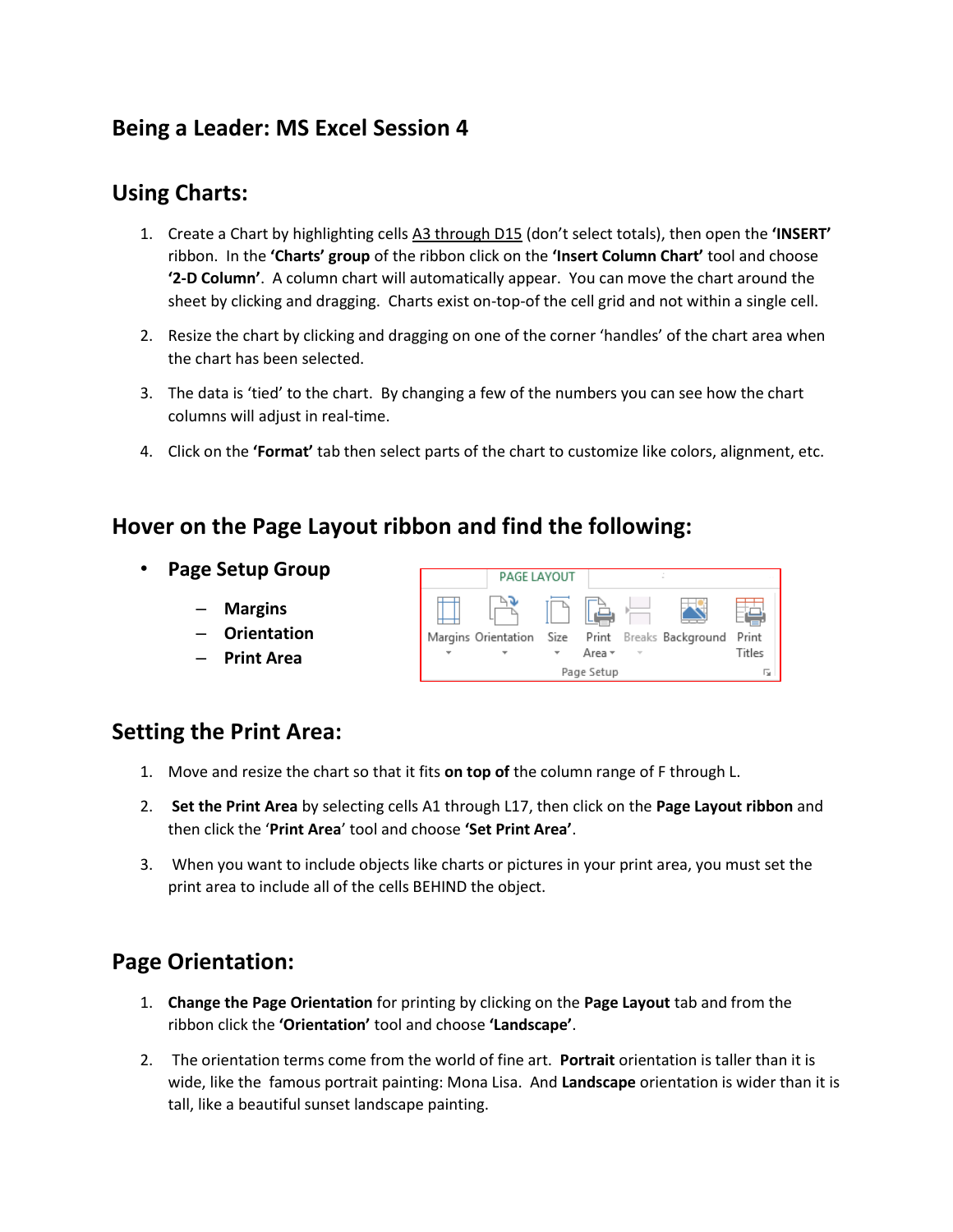# Being a Leader: MS Excel Session 4

## Using Charts:

1. Create a Chart by highlighting cells A3 through D15 (don't select totals), then open the **'INSERT'** ribbon. In the **'Charts' group** of the ribbon click on the **'Insert Column Chart'** tool and choose **'2-D Column'**. A column chart will automatically appear. You can move the chart around the sheet by clicking and dragging. Charts exist on-top-of the cell grid and not within a single cell.
2. Resize the chart by clicking and dragging on one of the corner 'handles' of the chart area when the chart has been selected.
3. The data is 'tied' to the chart. By changing a few of the numbers you can see how the chart columns will adjust in real-time.
4. Click on the **'Format'** tab then select parts of the chart to customize like colors, alignment, etc.

## Hover on the Page Layout ribbon and find the following:

- **Page Setup Group**
  - **Margins**
  - **Orientation**
  - **Print Area**

## Setting the Print Area:

1. Move and resize the chart so that it fits **on top of** the column range of F through L.
2. **Set the Print Area** by selecting cells A1 through L17, then click on the **Page Layout ribbon** and then click the '**Print Area**' tool and choose **'Set Print Area'**.
3. When you want to include objects like charts or pictures in your print area, you must set the print area to include all of the cells BEHIND the object.

## Page Orientation:

1. **Change the Page Orientation** for printing by clicking on the **Page Layout** tab and from the ribbon click the **'Orientation'** tool and choose **'Landscape'**.
2. The orientation terms come from the world of fine art. **Portrait** orientation is taller than it is wide, like the famous portrait painting: Mona Lisa. And **Landscape** orientation is wider than it is tall, like a beautiful sunset landscape painting.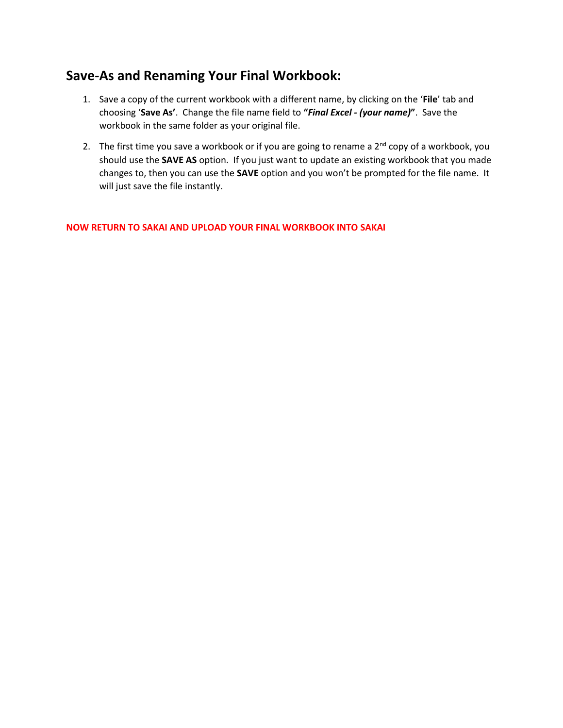## Save-As and Renaming Your Final Workbook:

1. Save a copy of the current workbook with a different name, by clicking on the '**File**' tab and choosing '**Save As'**. Change the file name field to **"*Final Excel - (your name)*"**. Save the workbook in the same folder as your original file.

2. The first time you save a workbook or if you are going to rename a 2nd copy of a workbook, you should use the **SAVE AS** option. If you just want to update an existing workbook that you made changes to, then you can use the **SAVE** option and you won't be prompted for the file name. It will just save the file instantly.

**NOW RETURN TO SAKAI AND UPLOAD YOUR FINAL WORKBOOK INTO SAKAI**